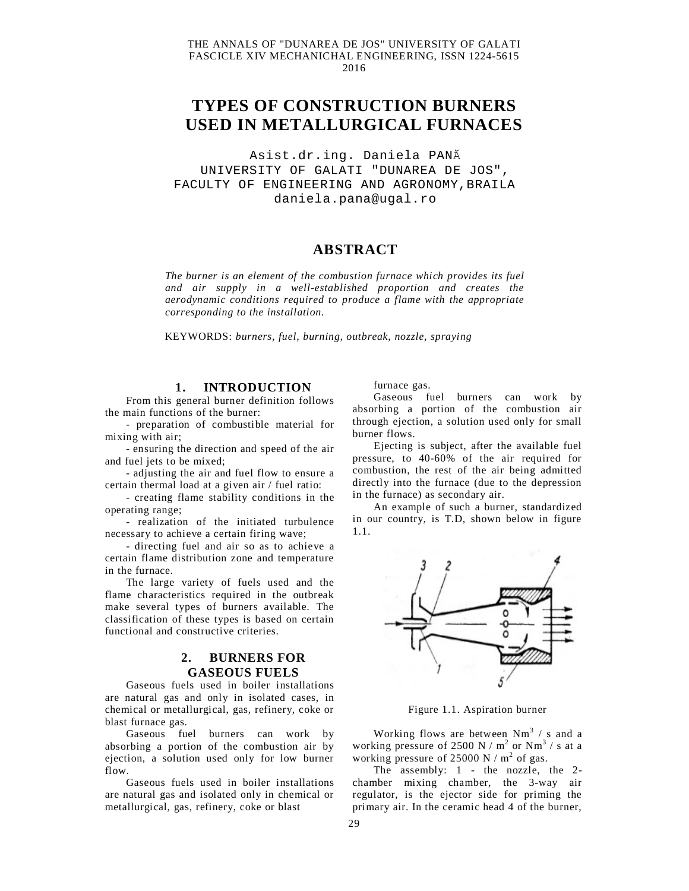THE ANNALS OF "DUNAREA DE JOS" UNIVERSITY OF GALATI
FASCICLE XIV MECHANICHAL ENGINEERING, ISSN 1224-5615
2016

# TYPES OF CONSTRUCTION BURNERS USED IN METALLURGICAL FURNACES

Asist.dr.ing. Daniela PANĂ
UNIVERSITY OF GALATI "DUNAREA DE JOS",
FACULTY OF ENGINEERING AND AGRONOMY,BRAILA
daniela.pana@ugal.ro

## ABSTRACT

*The burner is an element of the combustion furnace which provides its fuel and air supply in a well-established proportion and creates the aerodynamic conditions required to produce a flame with the appropriate corresponding to the installation.*

KEYWORDS: *burners, fuel, burning, outbreak, nozzle, spraying*

## 1. INTRODUCTION

From this general burner definition follows the main functions of the burner:

- preparation of combustible material for mixing with air;
- ensuring the direction and speed of the air and fuel jets to be mixed;
- adjusting the air and fuel flow to ensure a certain thermal load at a given air / fuel ratio:
- creating flame stability conditions in the operating range;
- realization of the initiated turbulence necessary to achieve a certain firing wave;
- directing fuel and air so as to achieve a certain flame distribution zone and temperature in the furnace.

The large variety of fuels used and the flame characteristics required in the outbreak make several types of burners available. The classification of these types is based on certain functional and constructive criteria.

## 2. BURNERS FOR GASEOUS FUELS

Gaseous fuels used in boiler installations are natural gas and only in isolated cases, in chemical or metallurgical, gas, refinery, coke or blast furnace gas.

Gaseous fuel burners can work by absorbing a portion of the combustion air by ejection, a solution used only for low burner flow.

Gaseous fuels used in boiler installations are natural gas and isolated only in chemical or metallurgical, gas, refinery, coke or blast furnace gas.

Gaseous fuel burners can work by absorbing a portion of the combustion air through ejection, a solution used only for small burner flows.

Ejecting is subject, after the available fuel pressure, to 40-60% of the air required for combustion, the rest of the air being admitted directly into the furnace (due to the depression in the furnace) as secondary air.

An example of such a burner, standardized in our country, is T.D, shown below in figure 1.1.

Figure 1.1. Aspiration burner

Working flows are between $Nm^3$ / s and a working pressure of 2500 N / $m^2$ or $Nm^3$ / s at a working pressure of 25000 N / $m^2$ of gas.

The assembly: 1 - the nozzle, the 2-chamber mixing chamber, the 3-way air regulator, is the ejector side for priming the primary air. In the ceramic head 4 of the burner,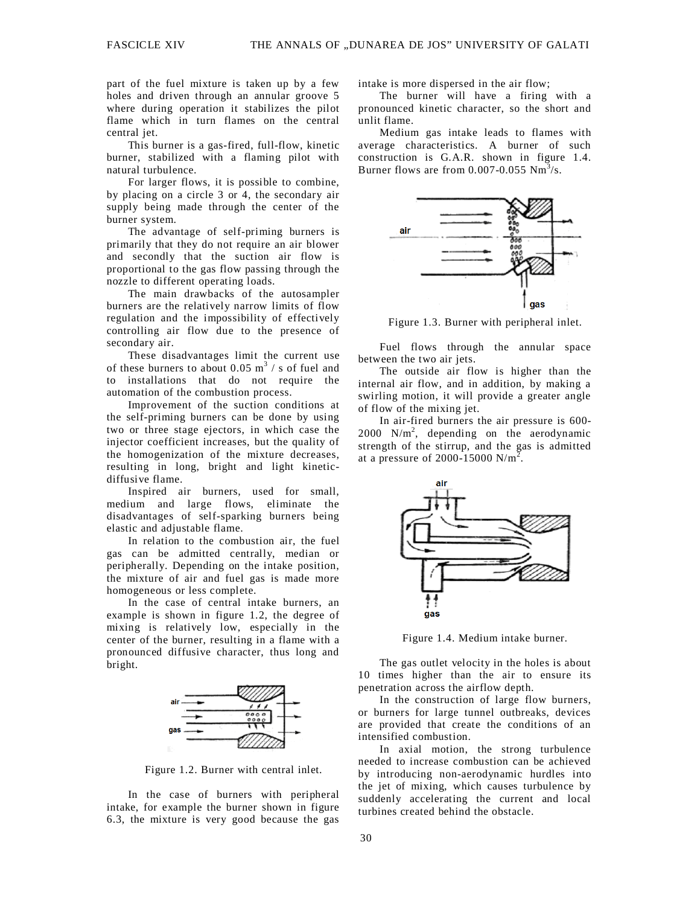part of the fuel mixture is taken up by a few holes and driven through an annular groove 5 where during operation it stabilizes the pilot flame which in turn flames on the central central jet.

This burner is a gas-fired, full-flow, kinetic burner, stabilized with a flaming pilot with natural turbulence.

For larger flows, it is possible to combine, by placing on a circle 3 or 4, the secondary air supply being made through the center of the burner system.

The advantage of self-priming burners is primarily that they do not require an air blower and secondly that the suction air flow is proportional to the gas flow passing through the nozzle to different operating loads.

The main drawbacks of the autosampler burners are the relatively narrow limits of flow regulation and the impossibility of effectively controlling air flow due to the presence of secondary air.

These disadvantages limit the current use of these burners to about 0.05 $m^3$ / s of fuel and to installations that do not require the automation of the combustion process.

Improvement of the suction conditions at the self-priming burners can be done by using two or three stage ejectors, in which case the injector coefficient increases, but the quality of the homogenization of the mixture decreases, resulting in long, bright and light kinetic-diffusive flame.

Inspired air burners, used for small, medium and large flows, eliminate the disadvantages of self-sparking burners being elastic and adjustable flame.

In relation to the combustion air, the fuel gas can be admitted centrally, median or peripherally. Depending on the intake position, the mixture of air and fuel gas is made more homogeneous or less complete.

In the case of central intake burners, an example is shown in figure 1.2, the degree of mixing is relatively low, especially in the center of the burner, resulting in a flame with a pronounced diffusive character, thus long and bright.

Figure 1.2. Burner with central inlet.

In the case of burners with peripheral intake, for example the burner shown in figure 6.3, the mixture is very good because the gas intake is more dispersed in the air flow;

The burner will have a firing with a pronounced kinetic character, so the short and unlit flame.

Medium gas intake leads to flames with average characteristics. A burner of such construction is G.A.R. shown in figure 1.4. Burner flows are from 0.007-0.055 $Nm^3/s$.

Figure 1.3. Burner with peripheral inlet.

Fuel flows through the annular space between the two air jets.

The outside air flow is higher than the internal air flow, and in addition, by making a swirling motion, it will provide a greater angle of flow of the mixing jet.

In air-fired burners the air pressure is 600-2000 $N/m^2$, depending on the aerodynamic strength of the stirrup, and the gas is admitted at a pressure of 2000-15000 $N/m^2$.

Figure 1.4. Medium intake burner.

The gas outlet velocity in the holes is about 10 times higher than the air to ensure its penetration across the airflow depth.

In the construction of large flow burners, or burners for large tunnel outbreaks, devices are provided that create the conditions of an intensified combustion.

In axial motion, the strong turbulence needed to increase combustion can be achieved by introducing non-aerodynamic hurdles into the jet of mixing, which causes turbulence by suddenly accelerating the current and local turbines created behind the obstacle.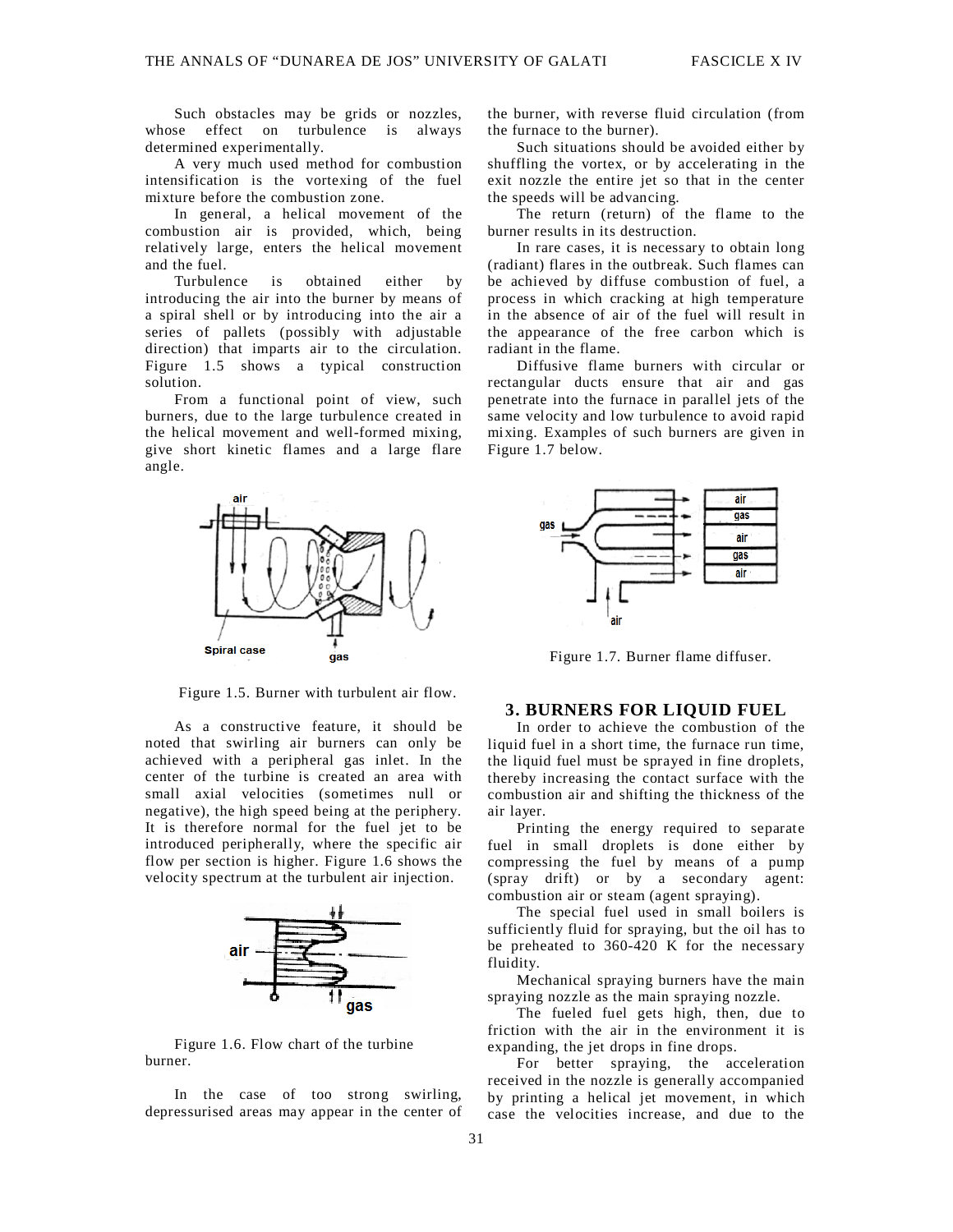Such obstacles may be grids or nozzles, whose effect on turbulence is always determined experimentally.

A very much used method for combustion intensification is the vortexing of the fuel mixture before the combustion zone.

In general, a helical movement of the combustion air is provided, which, being relatively large, enters the helical movement and the fuel.

Turbulence is obtained either by introducing the air into the burner by means of a spiral shell or by introducing into the air a series of pallets (possibly with adjustable direction) that imparts air to the circulation. Figure 1.5 shows a typical construction solution.

From a functional point of view, such burners, due to the large turbulence created in the helical movement and well-formed mixing, give short kinetic flames and a large flare angle.

Figure 1.5. Burner with turbulent air flow.

As a constructive feature, it should be noted that swirling air burners can only be achieved with a peripheral gas inlet. In the center of the turbine is created an area with small axial velocities (sometimes null or negative), the high speed being at the periphery. It is therefore normal for the fuel jet to be introduced peripherally, where the specific air flow per section is higher. Figure 1.6 shows the velocity spectrum at the turbulent air injection.

Figure 1.6. Flow chart of the turbine burner.

In the case of too strong swirling, depressurised areas may appear in the center of the burner, with reverse fluid circulation (from the furnace to the burner).

Such situations should be avoided either by shuffling the vortex, or by accelerating in the exit nozzle the entire jet so that in the center the speeds will be advancing.

The return (return) of the flame to the burner results in its destruction.

In rare cases, it is necessary to obtain long (radiant) flares in the outbreak. Such flames can be achieved by diffuse combustion of fuel, a process in which cracking at high temperature in the absence of air of the fuel will result in the appearance of the free carbon which is radiant in the flame.

Diffusive flame burners with circular or rectangular ducts ensure that air and gas penetrate into the furnace in parallel jets of the same velocity and low turbulence to avoid rapid mixing. Examples of such burners are given in Figure 1.7 below.

Figure 1.7. Burner flame diffuser.

## 3. BURNERS FOR LIQUID FUEL

In order to achieve the combustion of the liquid fuel in a short time, the furnace run time, the liquid fuel must be sprayed in fine droplets, thereby increasing the contact surface with the combustion air and shifting the thickness of the air layer.

Printing the energy required to separate fuel in small droplets is done either by compressing the fuel by means of a pump (spray drift) or by a secondary agent: combustion air or steam (agent spraying).

The special fuel used in small boilers is sufficiently fluid for spraying, but the oil has to be preheated to 360-420 K for the necessary fluidity.

Mechanical spraying burners have the main spraying nozzle as the main spraying nozzle.

The fueled fuel gets high, then, due to friction with the air in the environment it is expanding, the jet drops in fine drops.

For better spraying, the acceleration received in the nozzle is generally accompanied by printing a helical jet movement, in which case the velocities increase, and due to the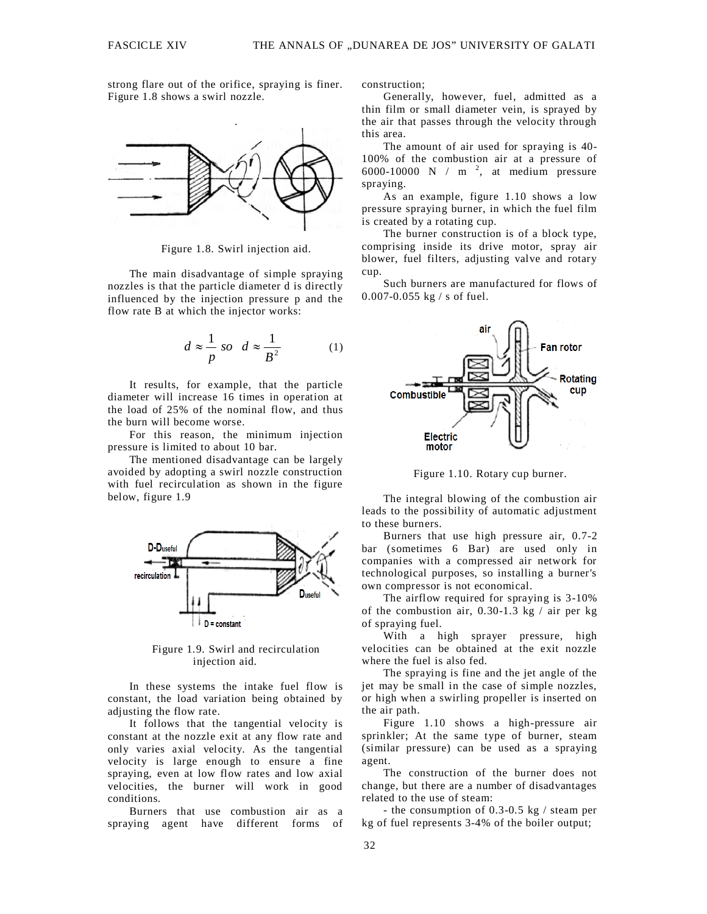strong flare out of the orifice, spraying is finer. Figure 1.8 shows a swirl nozzle.

Figure 1.8. Swirl injection aid.

The main disadvantage of simple spraying nozzles is that the particle diameter d is directly influenced by the injection pressure p and the flow rate B at which the injector works:

$$d \approx \frac{1}{p} \; so \; d \approx \frac{1}{B^2} \qquad (1)$$

It results, for example, that the particle diameter will increase 16 times in operation at the load of 25% of the nominal flow, and thus the burn will become worse.

For this reason, the minimum injection pressure is limited to about 10 bar.

The mentioned disadvantage can be largely avoided by adopting a swirl nozzle construction with fuel recirculation as shown in the figure below, figure 1.9

Figure 1.9. Swirl and recirculation injection aid.

In these systems the intake fuel flow is constant, the load variation being obtained by adjusting the flow rate.

It follows that the tangential velocity is constant at the nozzle exit at any flow rate and only varies axial velocity. As the tangential velocity is large enough to ensure a fine spraying, even at low flow rates and low axial velocities, the burner will work in good conditions.

Burners that use combustion air as a spraying agent have different forms of construction;

Generally, however, fuel, admitted as a thin film or small diameter vein, is sprayed by the air that passes through the velocity through this area.

The amount of air used for spraying is 40-100% of the combustion air at a pressure of 6000-10000 N / m $^2$, at medium pressure spraying.

As an example, figure 1.10 shows a low pressure spraying burner, in which the fuel film is created by a rotating cup.

The burner construction is of a block type, comprising inside its drive motor, spray air blower, fuel filters, adjusting valve and rotary cup.

Such burners are manufactured for flows of 0.007-0.055 kg / s of fuel.

Figure 1.10. Rotary cup burner.

The integral blowing of the combustion air leads to the possibility of automatic adjustment to these burners.

Burners that use high pressure air, 0.7-2 bar (sometimes 6 Bar) are used only in companies with a compressed air network for technological purposes, so installing a burner's own compressor is not economical.

The airflow required for spraying is 3-10% of the combustion air, 0.30-1.3 kg / air per kg of spraying fuel.

With a high sprayer pressure, high velocities can be obtained at the exit nozzle where the fuel is also fed.

The spraying is fine and the jet angle of the jet may be small in the case of simple nozzles, or high when a swirling propeller is inserted on the air path.

Figure 1.10 shows a high-pressure air sprinkler; At the same type of burner, steam (similar pressure) can be used as a spraying agent.

The construction of the burner does not change, but there are a number of disadvantages related to the use of steam:

- the consumption of 0.3-0.5 kg / steam per kg of fuel represents 3-4% of the boiler output;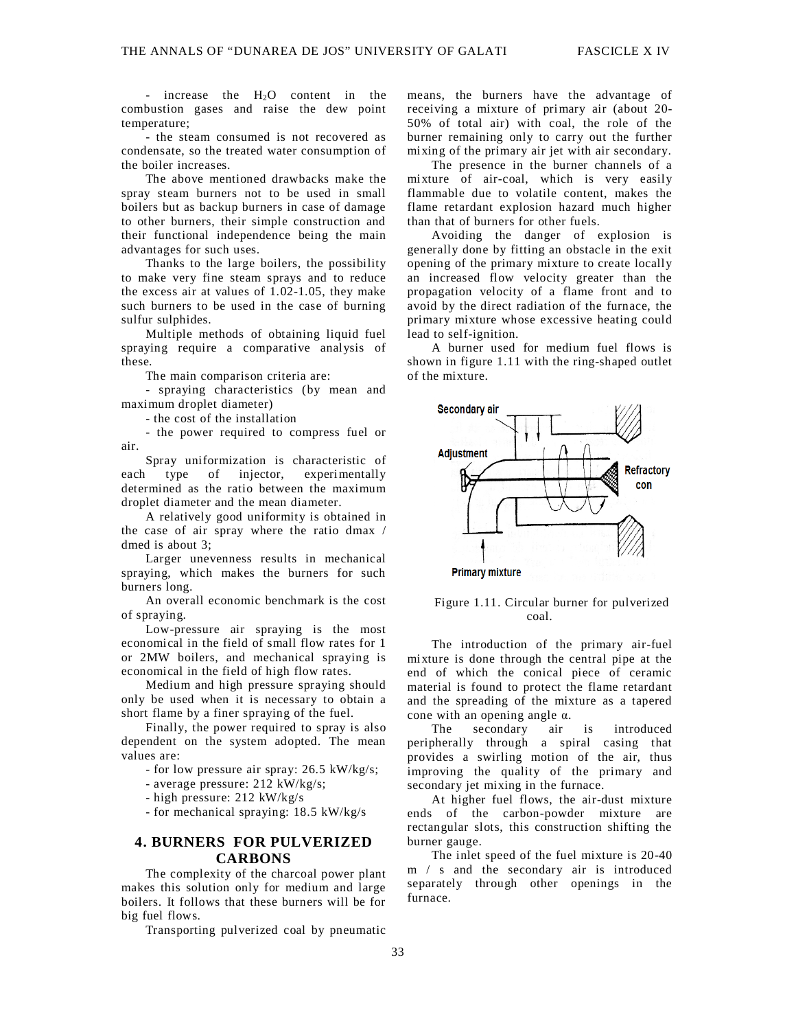- increase the $H_2O$ content in the combustion gases and raise the dew point temperature;

- the steam consumed is not recovered as condensate, so the treated water consumption of the boiler increases.

The above mentioned drawbacks make the spray steam burners not to be used in small boilers but as backup burners in case of damage to other burners, their simple construction and their functional independence being the main advantages for such uses.

Thanks to the large boilers, the possibility to make very fine steam sprays and to reduce the excess air at values of 1.02-1.05, they make such burners to be used in the case of burning sulfur sulphides.

Multiple methods of obtaining liquid fuel spraying require a comparative analysis of these.

The main comparison criteria are:

- spraying characteristics (by mean and maximum droplet diameter)
- the cost of the installation
- the power required to compress fuel or air.

Spray uniformization is characteristic of each type of injector, experimentally determined as the ratio between the maximum droplet diameter and the mean diameter.

A relatively good uniformity is obtained in the case of air spray where the ratio dmax / dmed is about 3;

Larger unevenness results in mechanical spraying, which makes the burners for such burners long.

An overall economic benchmark is the cost of spraying.

Low-pressure air spraying is the most economical in the field of small flow rates for 1 or 2MW boilers, and mechanical spraying is economical in the field of high flow rates.

Medium and high pressure spraying should only be used when it is necessary to obtain a short flame by a finer spraying of the fuel.

Finally, the power required to spray is also dependent on the system adopted. The mean values are:

- for low pressure air spray: 26.5 kW/kg/s;
- average pressure: 212 kW/kg/s;
- high pressure: 212 kW/kg/s
- for mechanical spraying: 18.5 kW/kg/s

## 4. BURNERS FOR PULVERIZED CARBONS

The complexity of the charcoal power plant makes this solution only for medium and large boilers. It follows that these burners will be for big fuel flows.

Transporting pulverized coal by pneumatic means, the burners have the advantage of receiving a mixture of primary air (about 20-50% of total air) with coal, the role of the burner remaining only to carry out the further mixing of the primary air jet with air secondary.

The presence in the burner channels of a mixture of air-coal, which is very easily flammable due to volatile content, makes the flame retardant explosion hazard much higher than that of burners for other fuels.

Avoiding the danger of explosion is generally done by fitting an obstacle in the exit opening of the primary mixture to create locally an increased flow velocity greater than the propagation velocity of a flame front and to avoid by the direct radiation of the furnace, the primary mixture whose excessive heating could lead to self-ignition.

A burner used for medium fuel flows is shown in figure 1.11 with the ring-shaped outlet of the mixture.

Figure 1.11. Circular burner for pulverized coal.

The introduction of the primary air-fuel mixture is done through the central pipe at the end of which the conical piece of ceramic material is found to protect the flame retardant and the spreading of the mixture as a tapered cone with an opening angle $\alpha$.

The secondary air is introduced peripherally through a spiral casing that provides a swirling motion of the air, thus improving the quality of the primary and secondary jet mixing in the furnace.

At higher fuel flows, the air-dust mixture ends of the carbon-powder mixture are rectangular slots, this construction shifting the burner gauge.

The inlet speed of the fuel mixture is 20-40 m / s and the secondary air is introduced separately through other openings in the furnace.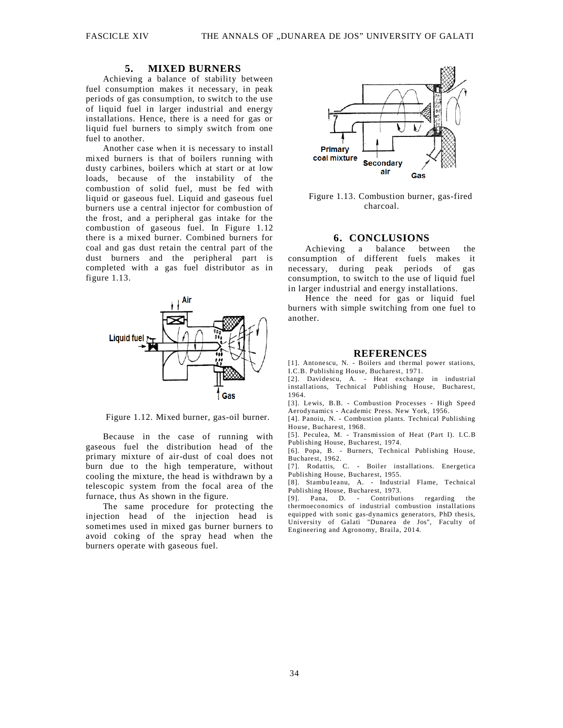## 5. MIXED BURNERS

Achieving a balance of stability between fuel consumption makes it necessary, in peak periods of gas consumption, to switch to the use of liquid fuel in larger industrial and energy installations. Hence, there is a need for gas or liquid fuel burners to simply switch from one fuel to another.

Another case when it is necessary to install mixed burners is that of boilers running with dusty carbines, boilers which at start or at low loads, because of the instability of the combustion of solid fuel, must be fed with liquid or gaseous fuel. Liquid and gaseous fuel burners use a central injector for combustion of the frost, and a peripheral gas intake for the combustion of gaseous fuel. In Figure 1.12 there is a mixed burner. Combined burners for coal and gas dust retain the central part of the dust burners and the peripheral part is completed with a gas fuel distributor as in figure 1.13.

Air
Liquid fuel
Gas

Figure 1.12. Mixed burner, gas-oil burner.

Because in the case of running with gaseous fuel the distribution head of the primary mixture of air-dust of coal does not burn due to the high temperature, without cooling the mixture, the head is withdrawn by a telescopic system from the focal area of the furnace, thus As shown in the figure.

The same procedure for protecting the injection head of the injection head is sometimes used in mixed gas burner burners to avoid coking of the spray head when the burners operate with gaseous fuel.

Primary coal mixture
Secondary air
Gas

Figure 1.13. Combustion burner, gas-fired charcoal.

## 6. CONCLUSIONS

Achieving a balance between the consumption of different fuels makes it necessary, during peak periods of gas consumption, to switch to the use of liquid fuel in larger industrial and energy installations.

Hence the need for gas or liquid fuel burners with simple switching from one fuel to another.

## REFERENCES

[1]. Antonescu, N. - Boilers and thermal power stations, I.C.B. Publishing House, Bucharest, 1971.

[2]. Davidescu, A. - Heat exchange in industrial installations, Technical Publishing House, Bucharest, 1964.

[3]. Lewis, B.B. - Combustion Processes - High Speed Aerodynamics - Academic Press. New York, 1956.

[4]. Panoiu, N. - Combustion plants. Technical Publishing House, Bucharest, 1968.

[5]. Peculea, M. - Transmission of Heat (Part I). I.C.B Publishing House, Bucharest, 1974.

[6]. Popa, B. - Burners, Technical Publishing House, Bucharest, 1962.

[7]. Rodattis, C. - Boiler installations. Energetica Publishing House, Bucharest, 1955.

[8]. Stambu1eanu, A. - Industrial Flame, Technical Publishing House, Bucharest, 1973.

[9]. Pana, D. - Contributions regarding the thermoeconomics of industrial combustion installations equipped with sonic gas-dynamics generators, PhD thesis, University of Galati "Dunarea de Jos", Faculty of Engineering and Agronomy, Braila, 2014.